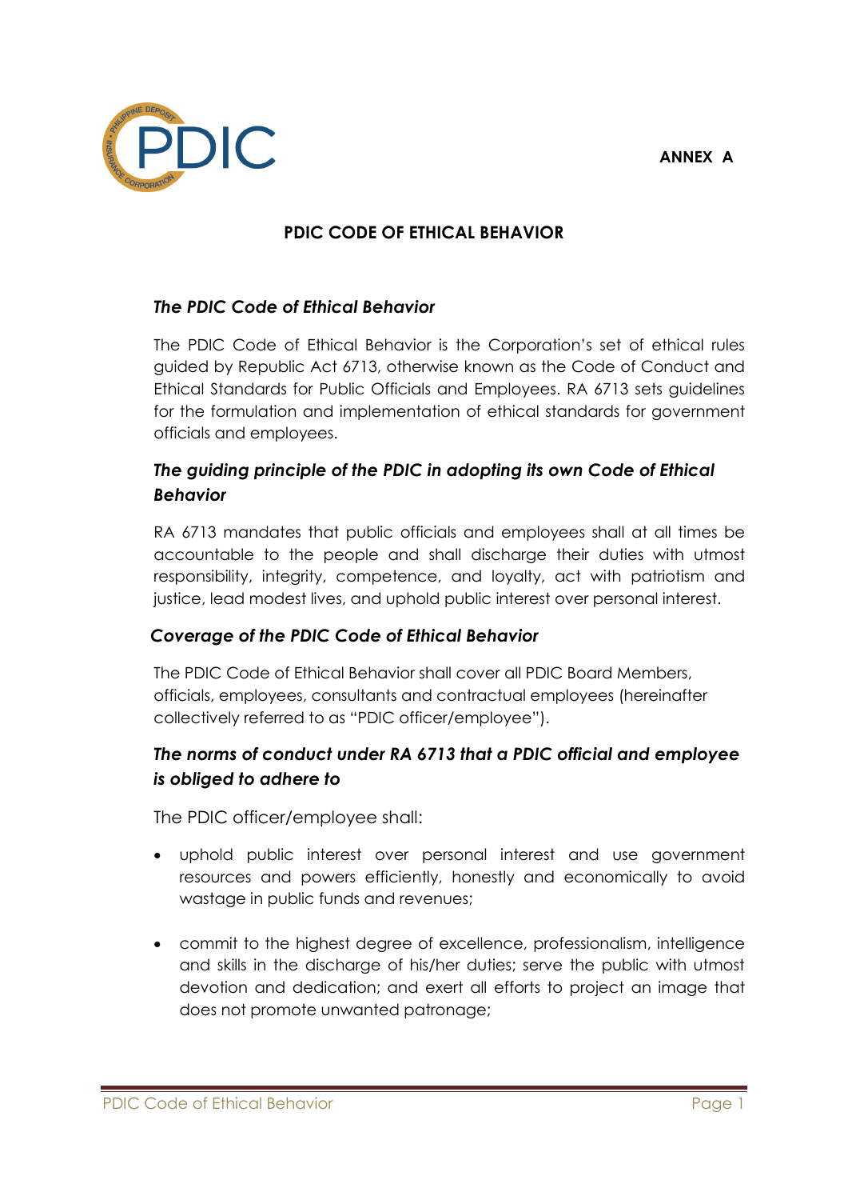ANNEX A

# PDIC CODE OF ETHICAL BEHAVIOR

### *The PDIC Code of Ethical Behavior*

The PDIC Code of Ethical Behavior is the Corporation's set of ethical rules guided by Republic Act 6713, otherwise known as the Code of Conduct and Ethical Standards for Public Officials and Employees. RA 6713 sets guidelines for the formulation and implementation of ethical standards for government officials and employees.

### *The guiding principle of the PDIC in adopting its own Code of Ethical Behavior*

RA 6713 mandates that public officials and employees shall at all times be accountable to the people and shall discharge their duties with utmost responsibility, integrity, competence, and loyalty, act with patriotism and justice, lead modest lives, and uphold public interest over personal interest.

### *Coverage of the PDIC Code of Ethical Behavior*

The PDIC Code of Ethical Behavior shall cover all PDIC Board Members, officials, employees, consultants and contractual employees (hereinafter collectively referred to as "PDIC officer/employee").

### *The norms of conduct under RA 6713 that a PDIC official and employee is obliged to adhere to*

The PDIC officer/employee shall:

- uphold public interest over personal interest and use government resources and powers efficiently, honestly and economically to avoid wastage in public funds and revenues;
- commit to the highest degree of excellence, professionalism, intelligence and skills in the discharge of his/her duties; serve the public with utmost devotion and dedication; and exert all efforts to project an image that does not promote unwanted patronage;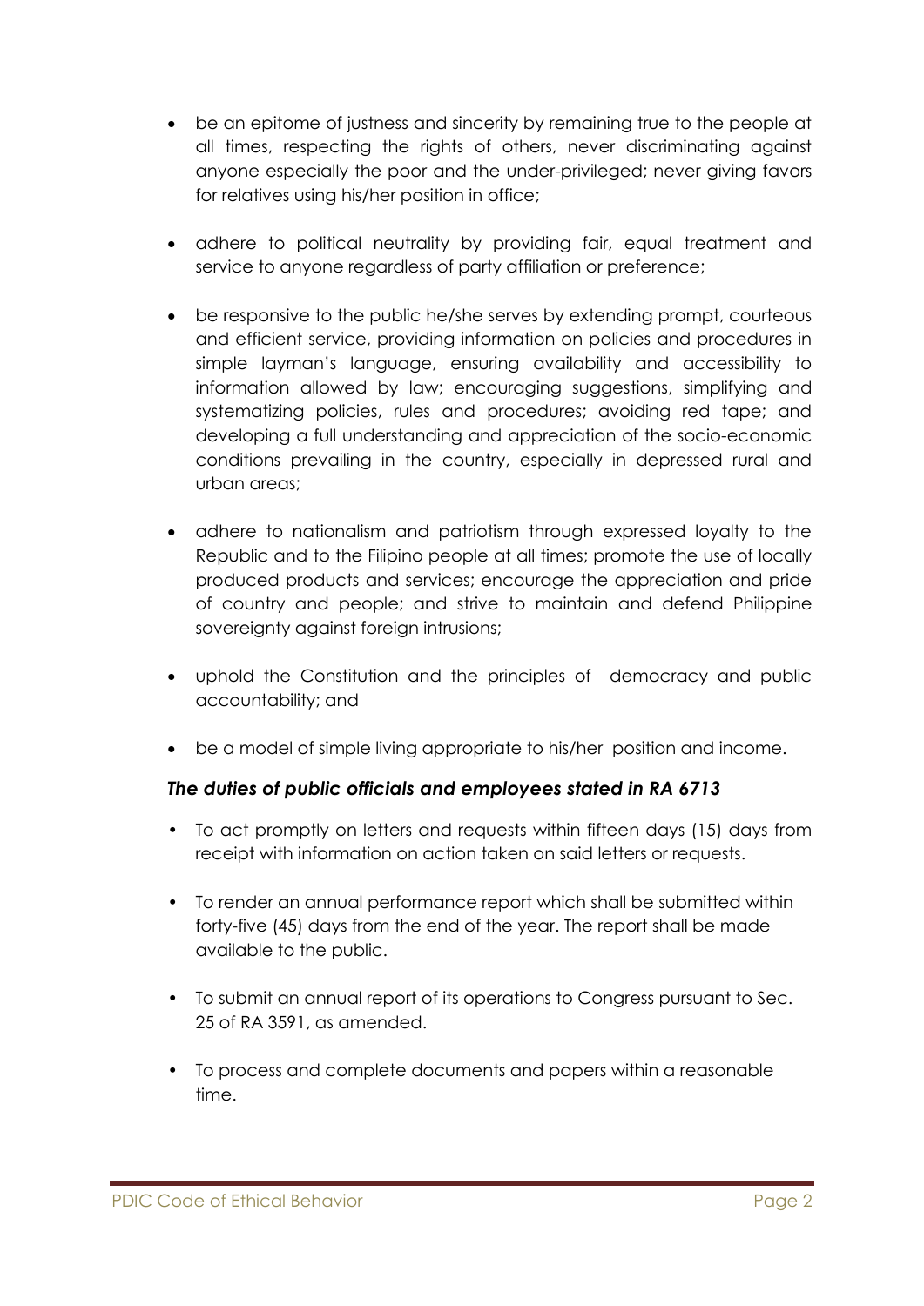- be an epitome of justness and sincerity by remaining true to the people at all times, respecting the rights of others, never discriminating against anyone especially the poor and the under-privileged; never giving favors for relatives using his/her position in office;

- adhere to political neutrality by providing fair, equal treatment and service to anyone regardless of party affiliation or preference;

- be responsive to the public he/she serves by extending prompt, courteous and efficient service, providing information on policies and procedures in simple layman's language, ensuring availability and accessibility to information allowed by law; encouraging suggestions, simplifying and systematizing policies, rules and procedures; avoiding red tape; and developing a full understanding and appreciation of the socio-economic conditions prevailing in the country, especially in depressed rural and urban areas;

- adhere to nationalism and patriotism through expressed loyalty to the Republic and to the Filipino people at all times; promote the use of locally produced products and services; encourage the appreciation and pride of country and people; and strive to maintain and defend Philippine sovereignty against foreign intrusions;

- uphold the Constitution and the principles of democracy and public accountability; and

- be a model of simple living appropriate to his/her position and income.

***The duties of public officials and employees stated in RA 6713***

- To act promptly on letters and requests within fifteen days (15) days from receipt with information on action taken on said letters or requests.

- To render an annual performance report which shall be submitted within forty-five (45) days from the end of the year. The report shall be made available to the public.

- To submit an annual report of its operations to Congress pursuant to Sec. 25 of RA 3591, as amended.

- To process and complete documents and papers within a reasonable time.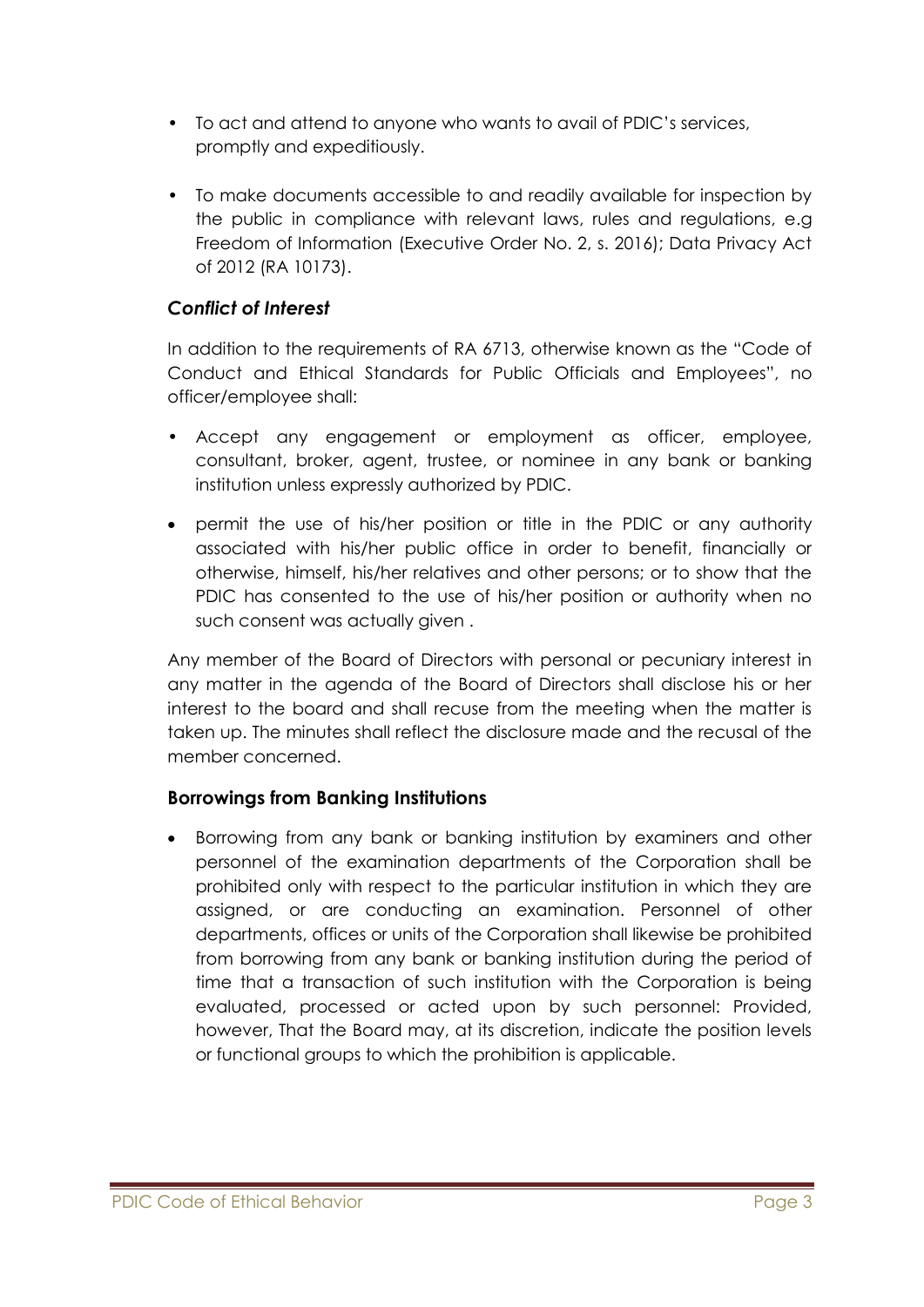- To act and attend to anyone who wants to avail of PDIC's services, promptly and expeditiously.
- To make documents accessible to and readily available for inspection by the public in compliance with relevant laws, rules and regulations, e.g Freedom of Information (Executive Order No. 2, s. 2016); Data Privacy Act of 2012 (RA 10173).

### *Conflict of Interest*

In addition to the requirements of RA 6713, otherwise known as the "Code of Conduct and Ethical Standards for Public Officials and Employees", no officer/employee shall:

- Accept any engagement or employment as officer, employee, consultant, broker, agent, trustee, or nominee in any bank or banking institution unless expressly authorized by PDIC.
- permit the use of his/her position or title in the PDIC or any authority associated with his/her public office in order to benefit, financially or otherwise, himself, his/her relatives and other persons; or to show that the PDIC has consented to the use of his/her position or authority when no such consent was actually given .

Any member of the Board of Directors with personal or pecuniary interest in any matter in the agenda of the Board of Directors shall disclose his or her interest to the board and shall recuse from the meeting when the matter is taken up. The minutes shall reflect the disclosure made and the recusal of the member concerned.

### **Borrowings from Banking Institutions**

- Borrowing from any bank or banking institution by examiners and other personnel of the examination departments of the Corporation shall be prohibited only with respect to the particular institution in which they are assigned, or are conducting an examination. Personnel of other departments, offices or units of the Corporation shall likewise be prohibited from borrowing from any bank or banking institution during the period of time that a transaction of such institution with the Corporation is being evaluated, processed or acted upon by such personnel: Provided, however, That the Board may, at its discretion, indicate the position levels or functional groups to which the prohibition is applicable.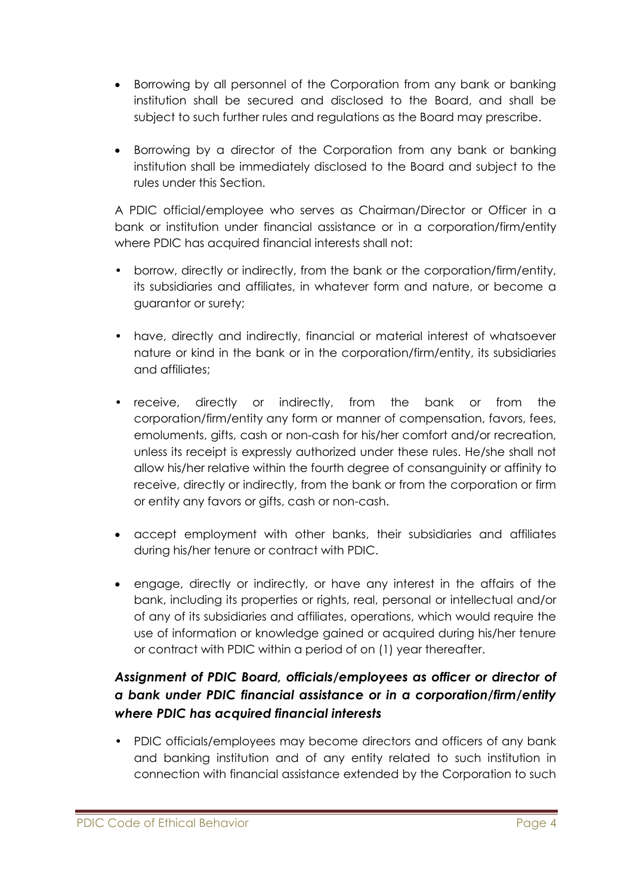- Borrowing by all personnel of the Corporation from any bank or banking institution shall be secured and disclosed to the Board, and shall be subject to such further rules and regulations as the Board may prescribe.

- Borrowing by a director of the Corporation from any bank or banking institution shall be immediately disclosed to the Board and subject to the rules under this Section.

A PDIC official/employee who serves as Chairman/Director or Officer in a bank or institution under financial assistance or in a corporation/firm/entity where PDIC has acquired financial interests shall not:

- borrow, directly or indirectly, from the bank or the corporation/firm/entity, its subsidiaries and affiliates, in whatever form and nature, or become a guarantor or surety;

- have, directly and indirectly, financial or material interest of whatsoever nature or kind in the bank or in the corporation/firm/entity, its subsidiaries and affiliates;

- receive, directly or indirectly, from the bank or from the corporation/firm/entity any form or manner of compensation, favors, fees, emoluments, gifts, cash or non-cash for his/her comfort and/or recreation, unless its receipt is expressly authorized under these rules. He/she shall not allow his/her relative within the fourth degree of consanguinity or affinity to receive, directly or indirectly, from the bank or from the corporation or firm or entity any favors or gifts, cash or non-cash.

- accept employment with other banks, their subsidiaries and affiliates during his/her tenure or contract with PDIC.

- engage, directly or indirectly, or have any interest in the affairs of the bank, including its properties or rights, real, personal or intellectual and/or of any of its subsidiaries and affiliates, operations, which would require the use of information or knowledge gained or acquired during his/her tenure or contract with PDIC within a period of on (1) year thereafter.

### *Assignment of PDIC Board, officials/employees as officer or director of a bank under PDIC financial assistance or in a corporation/firm/entity where PDIC has acquired financial interests*

- PDIC officials/employees may become directors and officers of any bank and banking institution and of any entity related to such institution in connection with financial assistance extended by the Corporation to such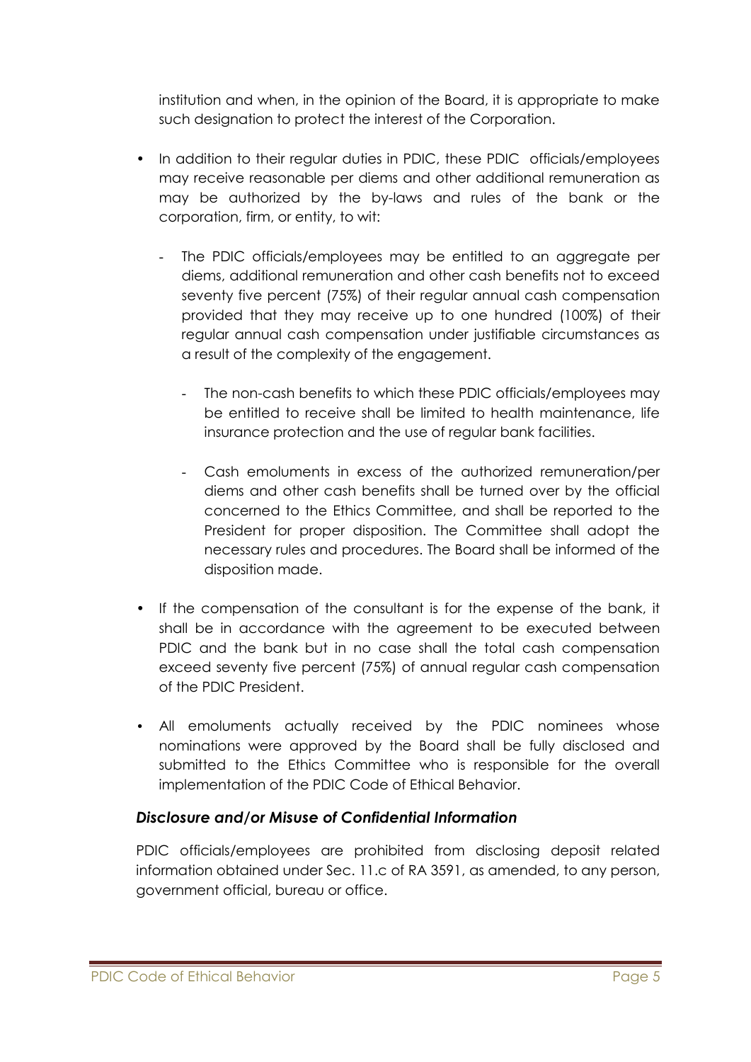institution and when, in the opinion of the Board, it is appropriate to make such designation to protect the interest of the Corporation.

- In addition to their regular duties in PDIC, these PDIC officials/employees may receive reasonable per diems and other additional remuneration as may be authorized by the by-laws and rules of the bank or the corporation, firm, or entity, to wit:
  - The PDIC officials/employees may be entitled to an aggregate per diems, additional remuneration and other cash benefits not to exceed seventy five percent (75%) of their regular annual cash compensation provided that they may receive up to one hundred (100%) of their regular annual cash compensation under justifiable circumstances as a result of the complexity of the engagement.
    - The non-cash benefits to which these PDIC officials/employees may be entitled to receive shall be limited to health maintenance, life insurance protection and the use of regular bank facilities.
    - Cash emoluments in excess of the authorized remuneration/per diems and other cash benefits shall be turned over by the official concerned to the Ethics Committee, and shall be reported to the President for proper disposition. The Committee shall adopt the necessary rules and procedures. The Board shall be informed of the disposition made.
- If the compensation of the consultant is for the expense of the bank, it shall be in accordance with the agreement to be executed between PDIC and the bank but in no case shall the total cash compensation exceed seventy five percent (75%) of annual regular cash compensation of the PDIC President.
- All emoluments actually received by the PDIC nominees whose nominations were approved by the Board shall be fully disclosed and submitted to the Ethics Committee who is responsible for the overall implementation of the PDIC Code of Ethical Behavior.

### *Disclosure and/or Misuse of Confidential Information*

PDIC officials/employees are prohibited from disclosing deposit related information obtained under Sec. 11.c of RA 3591, as amended, to any person, government official, bureau or office.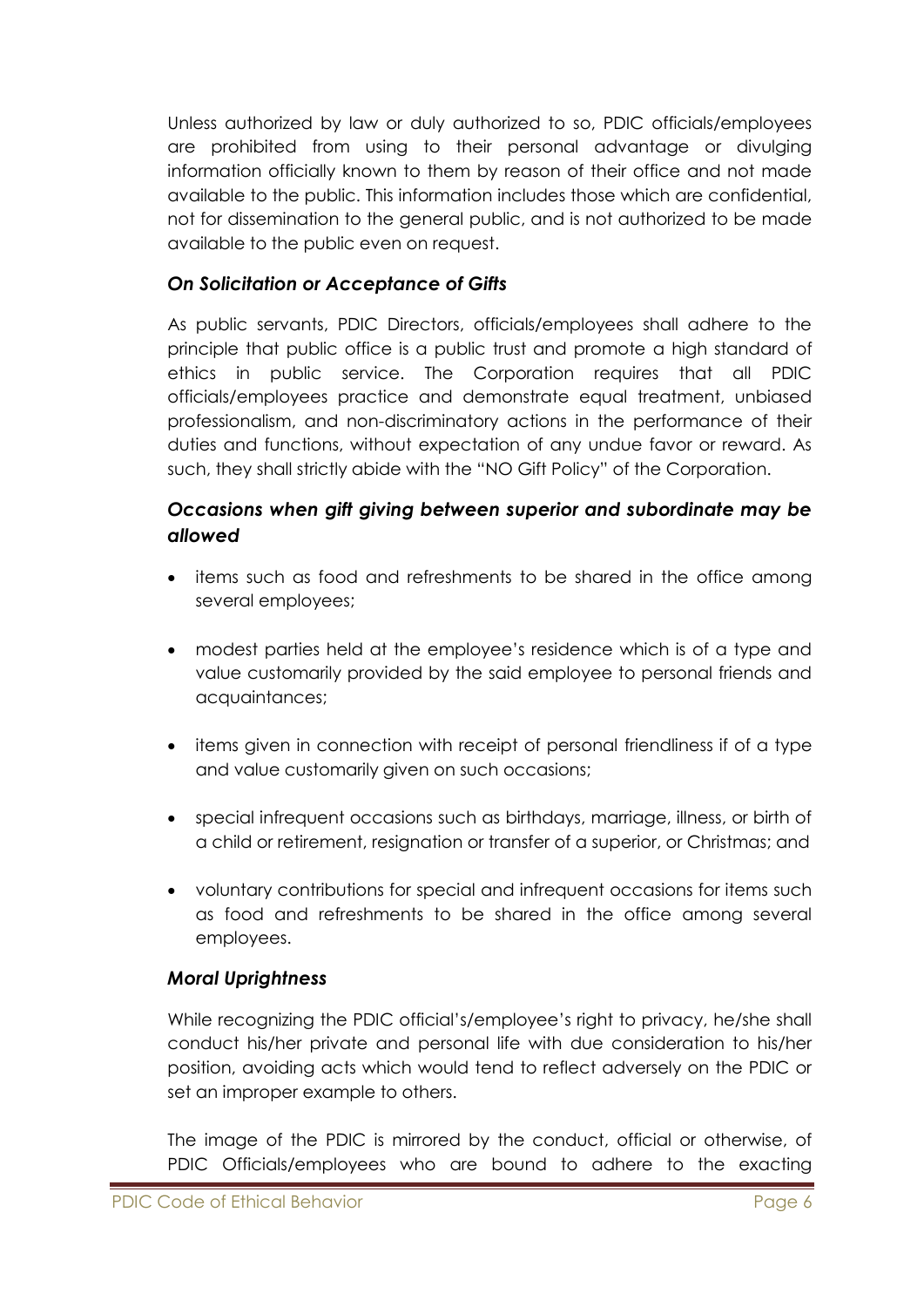Unless authorized by law or duly authorized to so, PDIC officials/employees are prohibited from using to their personal advantage or divulging information officially known to them by reason of their office and not made available to the public. This information includes those which are confidential, not for dissemination to the general public, and is not authorized to be made available to the public even on request.

### *On Solicitation or Acceptance of Gifts*

As public servants, PDIC Directors, officials/employees shall adhere to the principle that public office is a public trust and promote a high standard of ethics in public service. The Corporation requires that all PDIC officials/employees practice and demonstrate equal treatment, unbiased professionalism, and non-discriminatory actions in the performance of their duties and functions, without expectation of any undue favor or reward. As such, they shall strictly abide with the "NO Gift Policy" of the Corporation.

### *Occasions when gift giving between superior and subordinate may be allowed*

- items such as food and refreshments to be shared in the office among several employees;
- modest parties held at the employee's residence which is of a type and value customarily provided by the said employee to personal friends and acquaintances;
- items given in connection with receipt of personal friendliness if of a type and value customarily given on such occasions;
- special infrequent occasions such as birthdays, marriage, illness, or birth of a child or retirement, resignation or transfer of a superior, or Christmas; and
- voluntary contributions for special and infrequent occasions for items such as food and refreshments to be shared in the office among several employees.

### *Moral Uprightness*

While recognizing the PDIC official's/employee's right to privacy, he/she shall conduct his/her private and personal life with due consideration to his/her position, avoiding acts which would tend to reflect adversely on the PDIC or set an improper example to others.

The image of the PDIC is mirrored by the conduct, official or otherwise, of PDIC Officials/employees who are bound to adhere to the exacting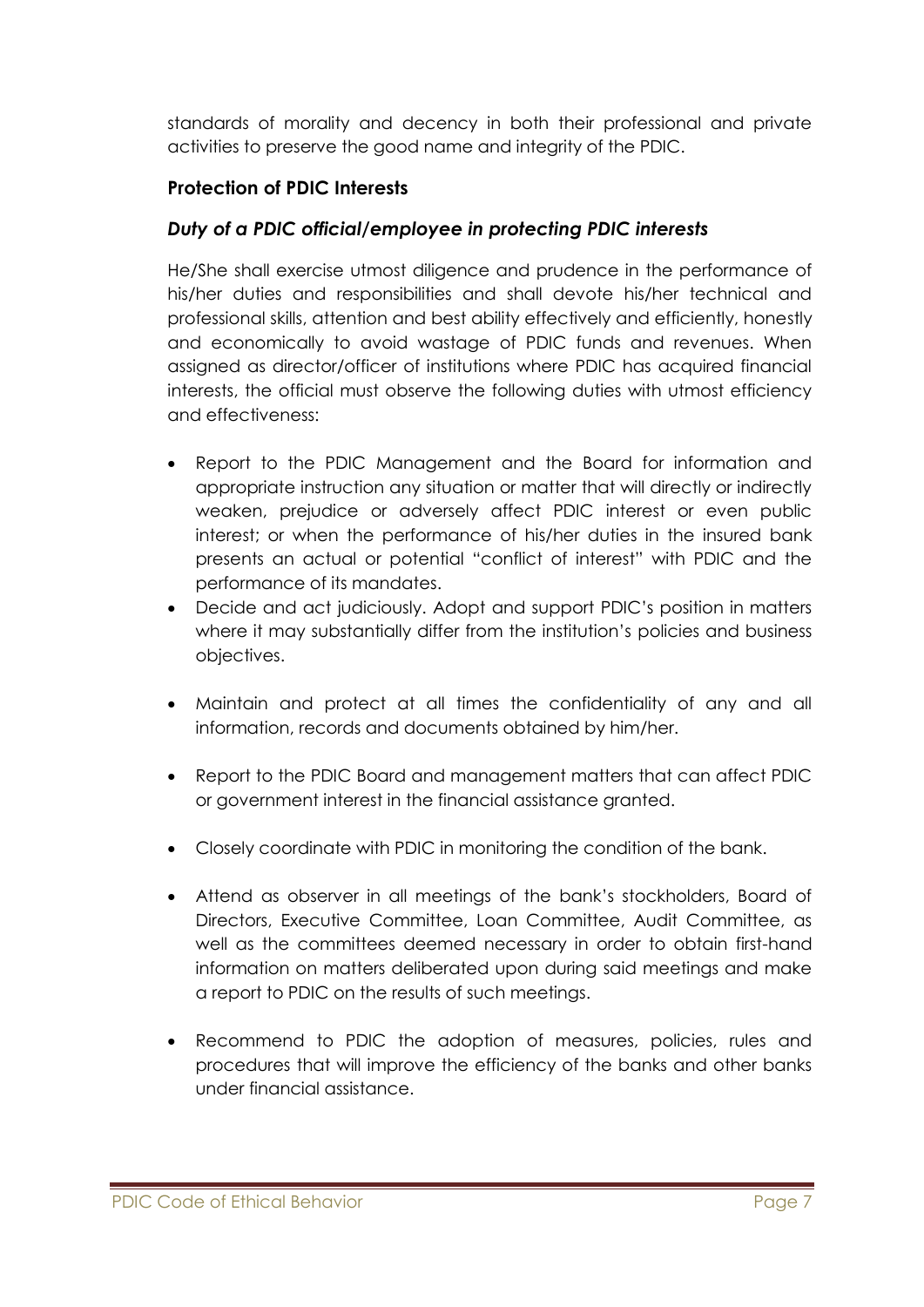standards of morality and decency in both their professional and private activities to preserve the good name and integrity of the PDIC.

## Protection of PDIC Interests

### *Duty of a PDIC official/employee in protecting PDIC interests*

He/She shall exercise utmost diligence and prudence in the performance of his/her duties and responsibilities and shall devote his/her technical and professional skills, attention and best ability effectively and efficiently, honestly and economically to avoid wastage of PDIC funds and revenues. When assigned as director/officer of institutions where PDIC has acquired financial interests, the official must observe the following duties with utmost efficiency and effectiveness:

- Report to the PDIC Management and the Board for information and appropriate instruction any situation or matter that will directly or indirectly weaken, prejudice or adversely affect PDIC interest or even public interest; or when the performance of his/her duties in the insured bank presents an actual or potential "conflict of interest" with PDIC and the performance of its mandates.
- Decide and act judiciously. Adopt and support PDIC's position in matters where it may substantially differ from the institution's policies and business objectives.
- Maintain and protect at all times the confidentiality of any and all information, records and documents obtained by him/her.
- Report to the PDIC Board and management matters that can affect PDIC or government interest in the financial assistance granted.
- Closely coordinate with PDIC in monitoring the condition of the bank.
- Attend as observer in all meetings of the bank's stockholders, Board of Directors, Executive Committee, Loan Committee, Audit Committee, as well as the committees deemed necessary in order to obtain first-hand information on matters deliberated upon during said meetings and make a report to PDIC on the results of such meetings.
- Recommend to PDIC the adoption of measures, policies, rules and procedures that will improve the efficiency of the banks and other banks under financial assistance.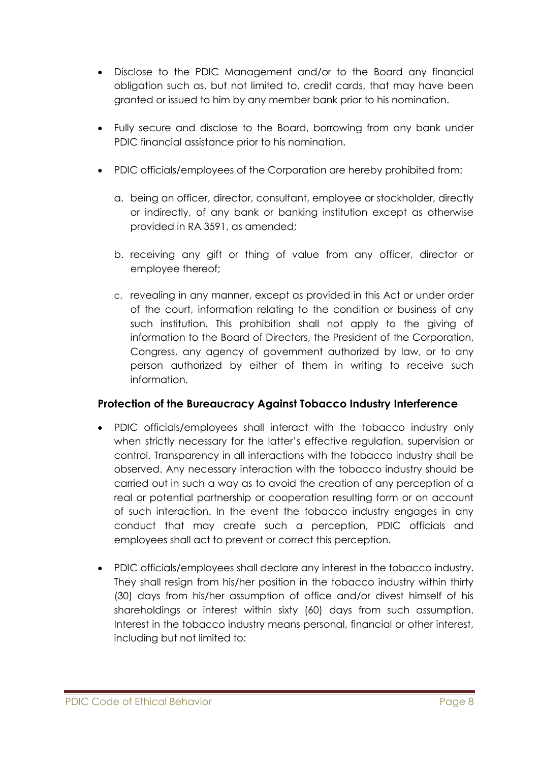- Disclose to the PDIC Management and/or to the Board any financial obligation such as, but not limited to, credit cards, that may have been granted or issued to him by any member bank prior to his nomination.

- Fully secure and disclose to the Board, borrowing from any bank under PDIC financial assistance prior to his nomination.

- PDIC officials/employees of the Corporation are hereby prohibited from:

  a. being an officer, director, consultant, employee or stockholder, directly or indirectly, of any bank or banking institution except as otherwise provided in RA 3591, as amended;

  b. receiving any gift or thing of value from any officer, director or employee thereof;

  c. revealing in any manner, except as provided in this Act or under order of the court, information relating to the condition or business of any such institution. This prohibition shall not apply to the giving of information to the Board of Directors, the President of the Corporation, Congress, any agency of government authorized by law, or to any person authorized by either of them in writing to receive such information.

### Protection of the Bureaucracy Against Tobacco Industry Interference

- PDIC officials/employees shall interact with the tobacco industry only when strictly necessary for the latter's effective regulation, supervision or control. Transparency in all interactions with the tobacco industry shall be observed. Any necessary interaction with the tobacco industry should be carried out in such a way as to avoid the creation of any perception of a real or potential partnership or cooperation resulting form or on account of such interaction. In the event the tobacco industry engages in any conduct that may create such a perception, PDIC officials and employees shall act to prevent or correct this perception.

- PDIC officials/employees shall declare any interest in the tobacco industry. They shall resign from his/her position in the tobacco industry within thirty (30) days from his/her assumption of office and/or divest himself of his shareholdings or interest within sixty (60) days from such assumption. Interest in the tobacco industry means personal, financial or other interest, including but not limited to: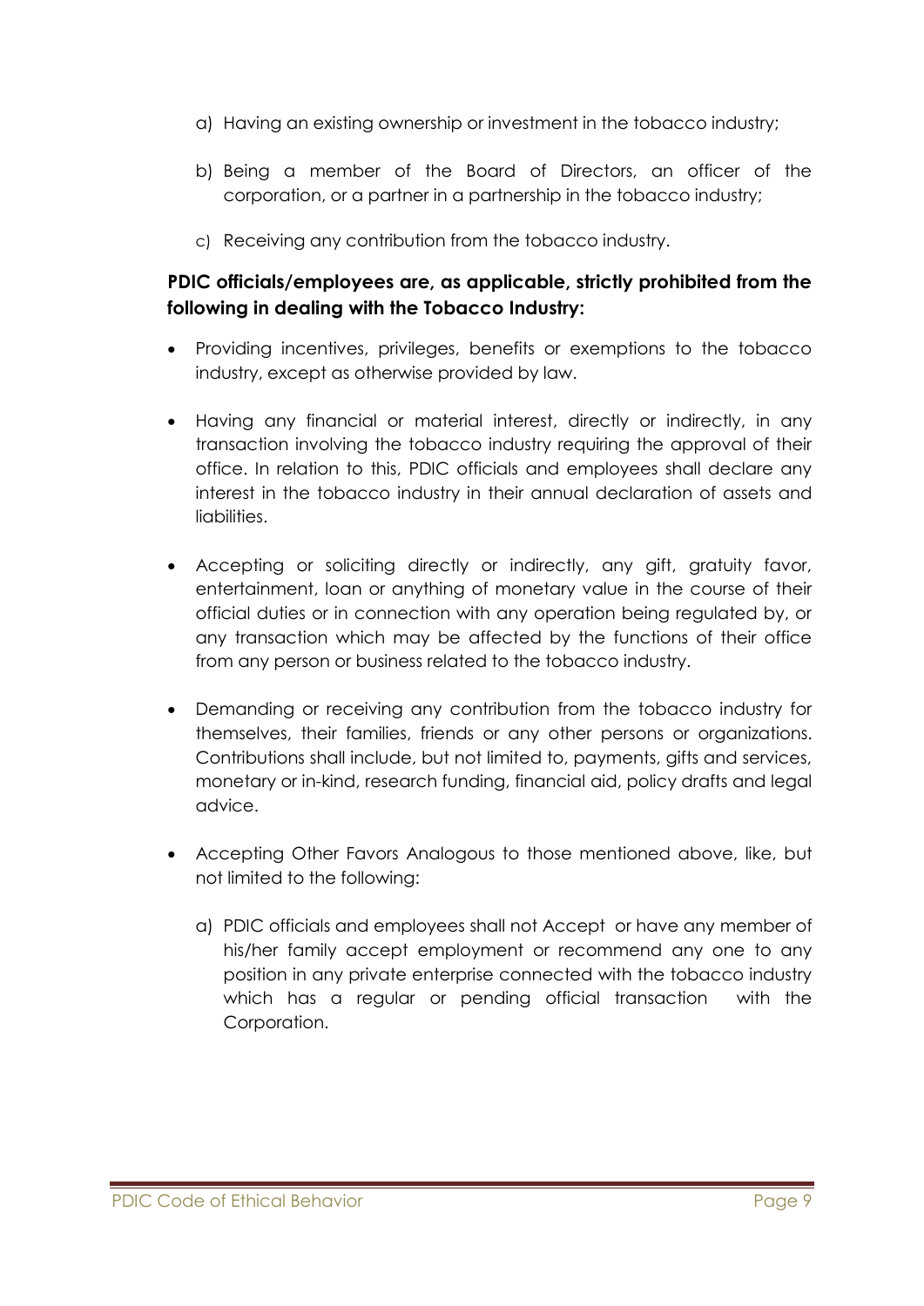a) Having an existing ownership or investment in the tobacco industry;

b) Being a member of the Board of Directors, an officer of the corporation, or a partner in a partnership in the tobacco industry;

c) Receiving any contribution from the tobacco industry.

**PDIC officials/employees are, as applicable, strictly prohibited from the following in dealing with the Tobacco Industry:**

- Providing incentives, privileges, benefits or exemptions to the tobacco industry, except as otherwise provided by law.

- Having any financial or material interest, directly or indirectly, in any transaction involving the tobacco industry requiring the approval of their office. In relation to this, PDIC officials and employees shall declare any interest in the tobacco industry in their annual declaration of assets and liabilities.

- Accepting or soliciting directly or indirectly, any gift, gratuity favor, entertainment, loan or anything of monetary value in the course of their official duties or in connection with any operation being regulated by, or any transaction which may be affected by the functions of their office from any person or business related to the tobacco industry.

- Demanding or receiving any contribution from the tobacco industry for themselves, their families, friends or any other persons or organizations. Contributions shall include, but not limited to, payments, gifts and services, monetary or in-kind, research funding, financial aid, policy drafts and legal advice.

- Accepting Other Favors Analogous to those mentioned above, like, but not limited to the following:

  a) PDIC officials and employees shall not Accept or have any member of his/her family accept employment or recommend any one to any position in any private enterprise connected with the tobacco industry which has a regular or pending official transaction with the Corporation.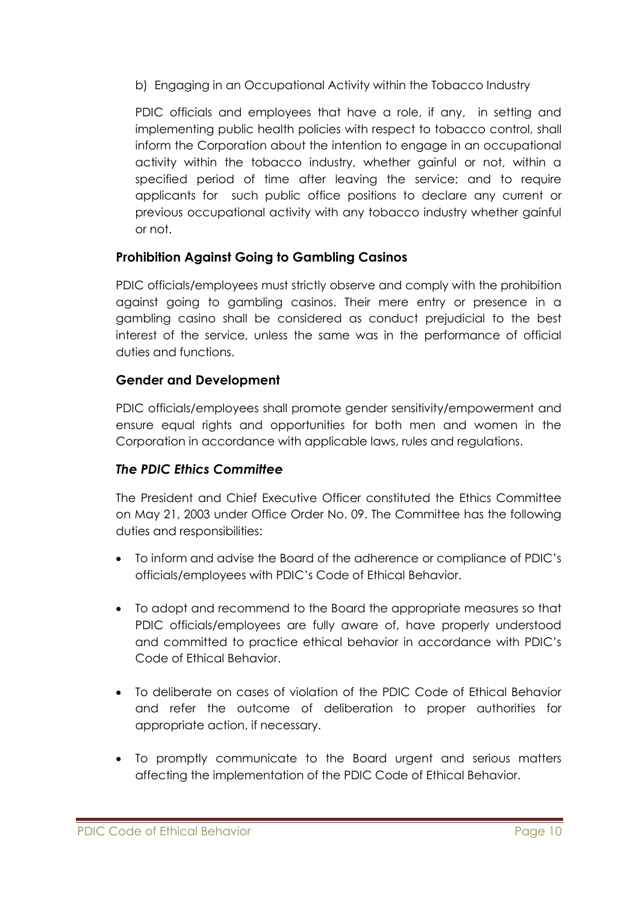b) Engaging in an Occupational Activity within the Tobacco Industry

PDIC officials and employees that have a role, if any, in setting and implementing public health policies with respect to tobacco control, shall inform the Corporation about the intention to engage in an occupational activity within the tobacco industry, whether gainful or not, within a specified period of time after leaving the service; and to require applicants for such public office positions to declare any current or previous occupational activity with any tobacco industry whether gainful or not.

### Prohibition Against Going to Gambling Casinos

PDIC officials/employees must strictly observe and comply with the prohibition against going to gambling casinos. Their mere entry or presence in a gambling casino shall be considered as conduct prejudicial to the best interest of the service, unless the same was in the performance of official duties and functions.

### Gender and Development

PDIC officials/employees shall promote gender sensitivity/empowerment and ensure equal rights and opportunities for both men and women in the Corporation in accordance with applicable laws, rules and regulations.

### *The PDIC Ethics Committee*

The President and Chief Executive Officer constituted the Ethics Committee on May 21, 2003 under Office Order No. 09. The Committee has the following duties and responsibilities:

- To inform and advise the Board of the adherence or compliance of PDIC's officials/employees with PDIC's Code of Ethical Behavior.
- To adopt and recommend to the Board the appropriate measures so that PDIC officials/employees are fully aware of, have properly understood and committed to practice ethical behavior in accordance with PDIC's Code of Ethical Behavior.
- To deliberate on cases of violation of the PDIC Code of Ethical Behavior and refer the outcome of deliberation to proper authorities for appropriate action, if necessary.
- To promptly communicate to the Board urgent and serious matters affecting the implementation of the PDIC Code of Ethical Behavior.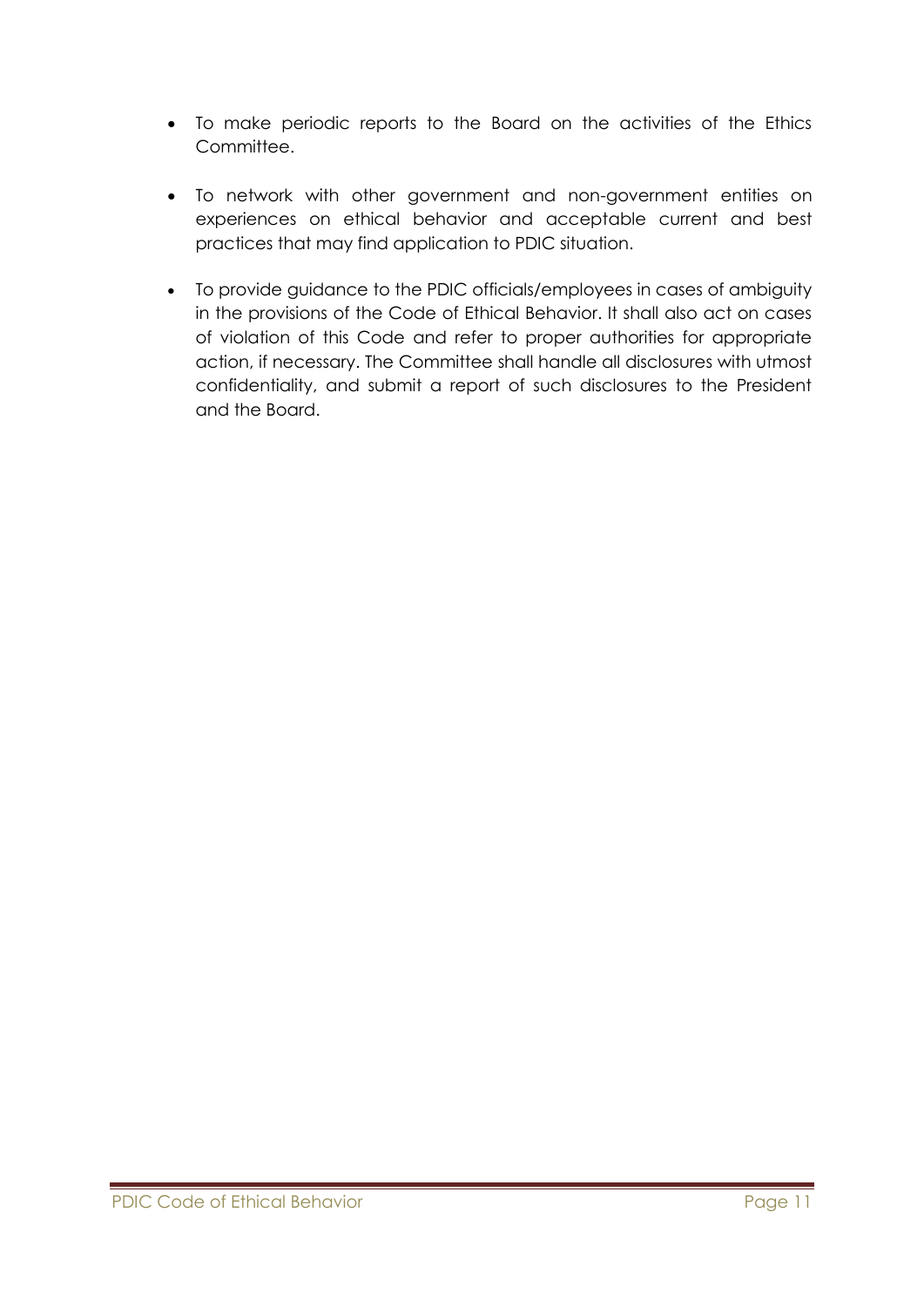- To make periodic reports to the Board on the activities of the Ethics Committee.

- To network with other government and non-government entities on experiences on ethical behavior and acceptable current and best practices that may find application to PDIC situation.

- To provide guidance to the PDIC officials/employees in cases of ambiguity in the provisions of the Code of Ethical Behavior. It shall also act on cases of violation of this Code and refer to proper authorities for appropriate action, if necessary. The Committee shall handle all disclosures with utmost confidentiality, and submit a report of such disclosures to the President and the Board.